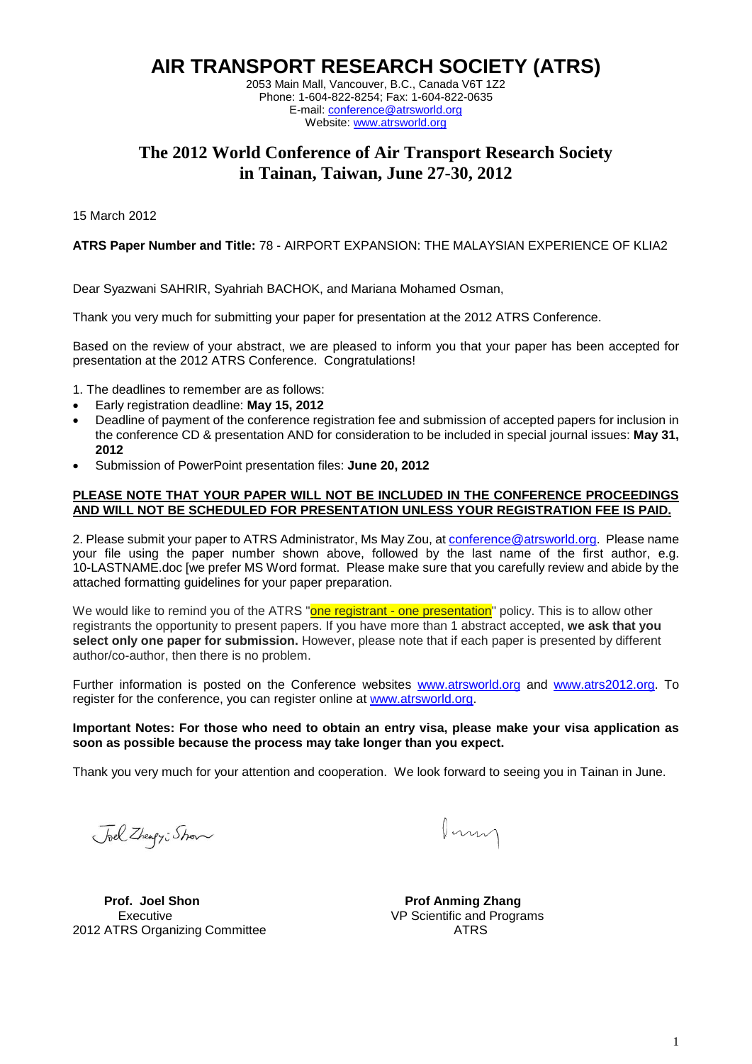# AIR TRANSPORT RESEARCH SOCIETY (ATRS)

2053 Main Mall, Vancouver, B.C., Canada V6T 1Z2
Phone: 1-604-822-8254; Fax: 1-604-822-0635
E-mail: conference@atrsworld.org
Website: www.atrsworld.org

## The 2012 World Conference of Air Transport Research Society in Tainan, Taiwan, June 27-30, 2012

15 March 2012

**ATRS Paper Number and Title:** 78 - AIRPORT EXPANSION: THE MALAYSIAN EXPERIENCE OF KLIA2

Dear Syazwani SAHRIR, Syahriah BACHOK, and Mariana Mohamed Osman,

Thank you very much for submitting your paper for presentation at the 2012 ATRS Conference.

Based on the review of your abstract, we are pleased to inform you that your paper has been accepted for presentation at the 2012 ATRS Conference. Congratulations!

1. The deadlines to remember are as follows:

- Early registration deadline: **May 15, 2012**
- Deadline of payment of the conference registration fee and submission of accepted papers for inclusion in the conference CD & presentation AND for consideration to be included in special journal issues: **May 31, 2012**
- Submission of PowerPoint presentation files: **June 20, 2012**

**PLEASE NOTE THAT YOUR PAPER WILL NOT BE INCLUDED IN THE CONFERENCE PROCEEDINGS AND WILL NOT BE SCHEDULED FOR PRESENTATION UNLESS YOUR REGISTRATION FEE IS PAID.**

2. Please submit your paper to ATRS Administrator, Ms May Zou, at conference@atrsworld.org. Please name your file using the paper number shown above, followed by the last name of the first author, e.g. 10-LASTNAME.doc [we prefer MS Word format. Please make sure that you carefully review and abide by the attached formatting guidelines for your paper preparation.

We would like to remind you of the ATRS "one registrant - one presentation" policy. This is to allow other registrants the opportunity to present papers. If you have more than 1 abstract accepted, **we ask that you select only one paper for submission.** However, please note that if each paper is presented by different author/co-author, then there is no problem.

Further information is posted on the Conference websites www.atrsworld.org and www.atrs2012.org. To register for the conference, you can register online at www.atrsworld.org.

**Important Notes: For those who need to obtain an entry visa, please make your visa application as soon as possible because the process may take longer than you expect.**

Thank you very much for your attention and cooperation. We look forward to seeing you in Tainan in June.

**Prof. Joel Shon**
Executive
2012 ATRS Organizing Committee

**Prof Anming Zhang**
VP Scientific and Programs
ATRS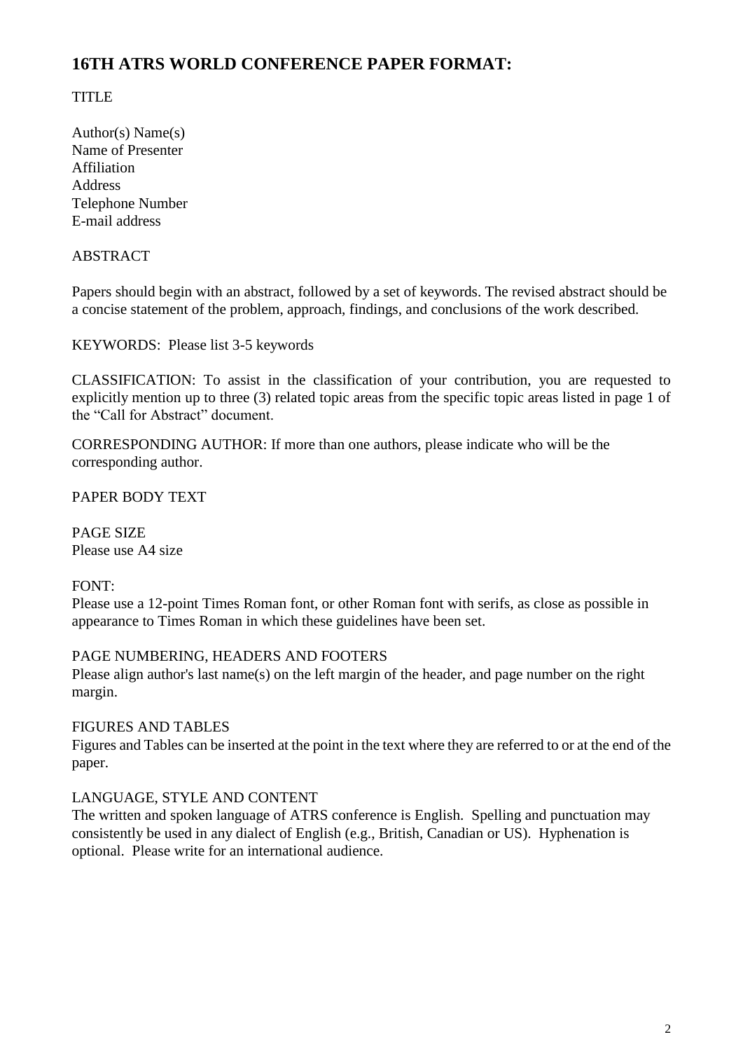## 16TH ATRS WORLD CONFERENCE PAPER FORMAT:

TITLE

Author(s) Name(s)
Name of Presenter
Affiliation
Address
Telephone Number
E-mail address

ABSTRACT

Papers should begin with an abstract, followed by a set of keywords. The revised abstract should be a concise statement of the problem, approach, findings, and conclusions of the work described.

KEYWORDS: Please list 3-5 keywords

CLASSIFICATION: To assist in the classification of your contribution, you are requested to explicitly mention up to three (3) related topic areas from the specific topic areas listed in page 1 of the "Call for Abstract" document.

CORRESPONDING AUTHOR: If more than one authors, please indicate who will be the corresponding author.

PAPER BODY TEXT

PAGE SIZE
Please use A4 size

FONT:
Please use a 12-point Times Roman font, or other Roman font with serifs, as close as possible in appearance to Times Roman in which these guidelines have been set.

PAGE NUMBERING, HEADERS AND FOOTERS
Please align author's last name(s) on the left margin of the header, and page number on the right margin.

FIGURES AND TABLES
Figures and Tables can be inserted at the point in the text where they are referred to or at the end of the paper.

LANGUAGE, STYLE AND CONTENT
The written and spoken language of ATRS conference is English. Spelling and punctuation may consistently be used in any dialect of English (e.g., British, Canadian or US). Hyphenation is optional. Please write for an international audience.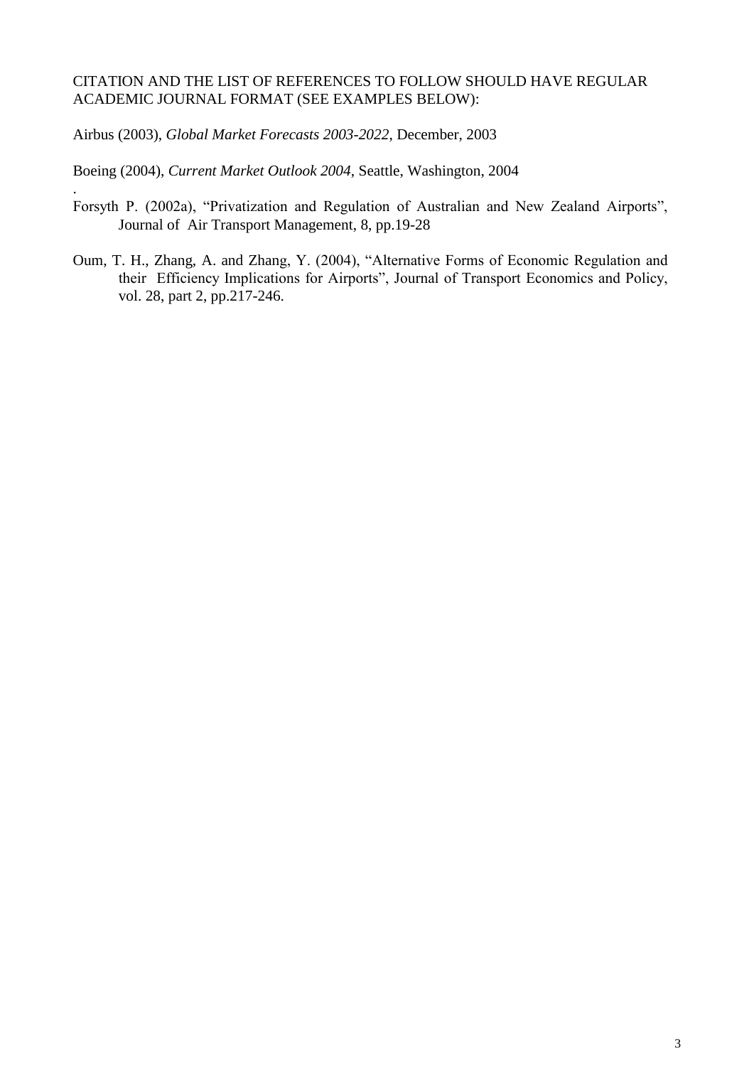CITATION AND THE LIST OF REFERENCES TO FOLLOW SHOULD HAVE REGULAR ACADEMIC JOURNAL FORMAT (SEE EXAMPLES BELOW):

Airbus (2003), *Global Market Forecasts 2003-2022*, December, 2003

Boeing (2004), *Current Market Outlook 2004*, Seattle, Washington, 2004

.

Forsyth P. (2002a), "Privatization and Regulation of Australian and New Zealand Airports", Journal of Air Transport Management, 8, pp.19-28

Oum, T. H., Zhang, A. and Zhang, Y. (2004), "Alternative Forms of Economic Regulation and their Efficiency Implications for Airports", Journal of Transport Economics and Policy, vol. 28, part 2, pp.217-246.